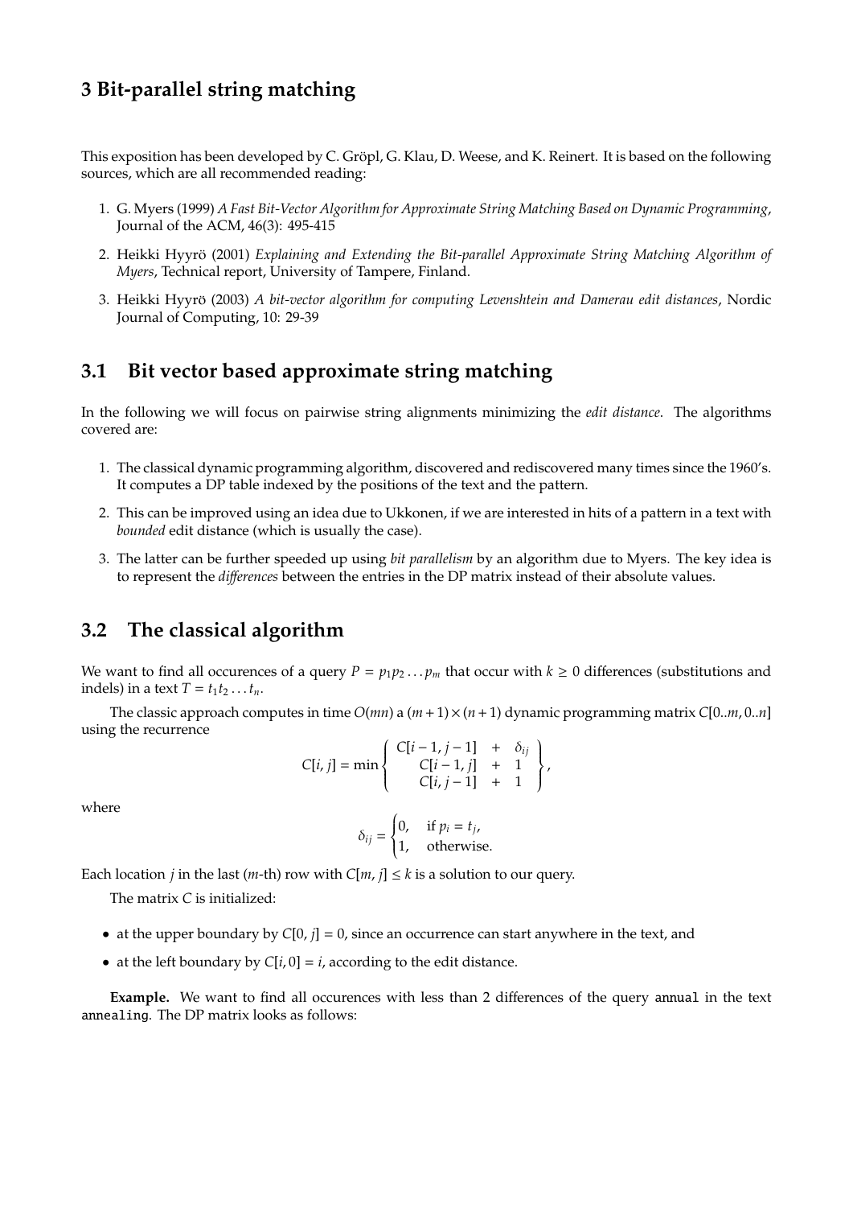# 3 Bit-parallel string matching

This exposition has been developed by C. Gröpl, G. Klau, D. Weese, and K. Reinert. It is based on the following sources, which are all recommended reading:

1. G. Myers (1999) *A Fast Bit-Vector Algorithm for Approximate String Matching Based on Dynamic Programming*, Journal of the ACM, 46(3): 495-415
2. Heikki Hyyrö (2001) *Explaining and Extending the Bit-parallel Approximate String Matching Algorithm of Myers*, Technical report, University of Tampere, Finland.
3. Heikki Hyyrö (2003) *A bit-vector algorithm for computing Levenshtein and Damerau edit distances*, Nordic Journal of Computing, 10: 29-39

## 3.1 Bit vector based approximate string matching

In the following we will focus on pairwise string alignments minimizing the *edit distance*. The algorithms covered are:

1. The classical dynamic programming algorithm, discovered and rediscovered many times since the 1960's. It computes a DP table indexed by the positions of the text and the pattern.
2. This can be improved using an idea due to Ukkonen, if we are interested in hits of a pattern in a text with *bounded* edit distance (which is usually the case).
3. The latter can be further speeded up using *bit parallelism* by an algorithm due to Myers. The key idea is to represent the *differences* between the entries in the DP matrix instead of their absolute values.

## 3.2 The classical algorithm

We want to find all occurences of a query $P = p_1 p_2 \ldots p_m$ that occur with $k \geq 0$ differences (substitutions and indels) in a text $T = t_1 t_2 \ldots t_n$.

The classic approach computes in time $O(mn)$ a $(m+1) \times (n+1)$ dynamic programming matrix $C[0..m, 0..n]$ using the recurrence

$$C[i, j] = \min \left\{ \begin{array}{ccc} C[i-1, j-1] & + & \delta_{ij} \\ C[i-1, j] & + & 1 \\ C[i, j-1] & + & 1 \end{array} \right\},$$

where

$$\delta_{ij} = \begin{cases} 0, & \text{if } p_i = t_j, \\ 1, & \text{otherwise.} \end{cases}$$

Each location $j$ in the last ($m$-th) row with $C[m, j] \leq k$ is a solution to our query.

The matrix $C$ is initialized:

- at the upper boundary by $C[0, j] = 0$, since an occurrence can start anywhere in the text, and
- at the left boundary by $C[i, 0] = i$, according to the edit distance.

**Example.** We want to find all occurences with less than 2 differences of the query `annual` in the text `annealing`. The DP matrix looks as follows: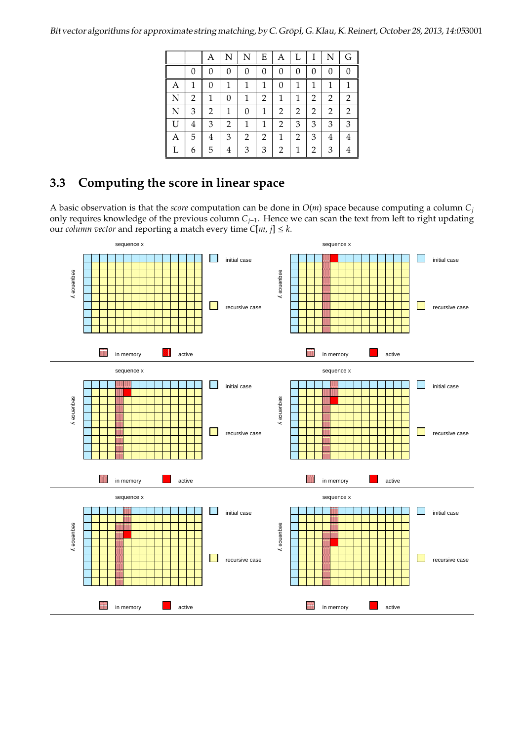| | | A | N | N | E | A | L | I | N | G |
|---|---|---|---|---|---|---|---|---|---|---|
| | 0 | 0 | 0 | 0 | 0 | 0 | 0 | 0 | 0 | 0 |
| A | 1 | 0 | 1 | 1 | 1 | 0 | 1 | 1 | 1 | 1 |
| N | 2 | 1 | 0 | 1 | 2 | 1 | 1 | 2 | 2 | 2 |
| N | 3 | 2 | 1 | 0 | 1 | 2 | 2 | 2 | 2 | 2 |
| U | 4 | 3 | 2 | 1 | 1 | 2 | 3 | 3 | 3 | 3 |
| A | 5 | 4 | 3 | 2 | 2 | 1 | 2 | 3 | 4 | 4 |
| L | 6 | 5 | 4 | 3 | 3 | 2 | 1 | 2 | 3 | 4 |

## 3.3 Computing the score in linear space

A basic observation is that the *score* computation can be done in $O(m)$ space because computing a column $C_j$ only requires knowledge of the previous column $C_{j-1}$. Hence we can scan the text from left to right updating our *column vector* and reporting a match every time $C[m, j] \leq k$.

sequence x / sequence y / initial case / recursive case / in memory / active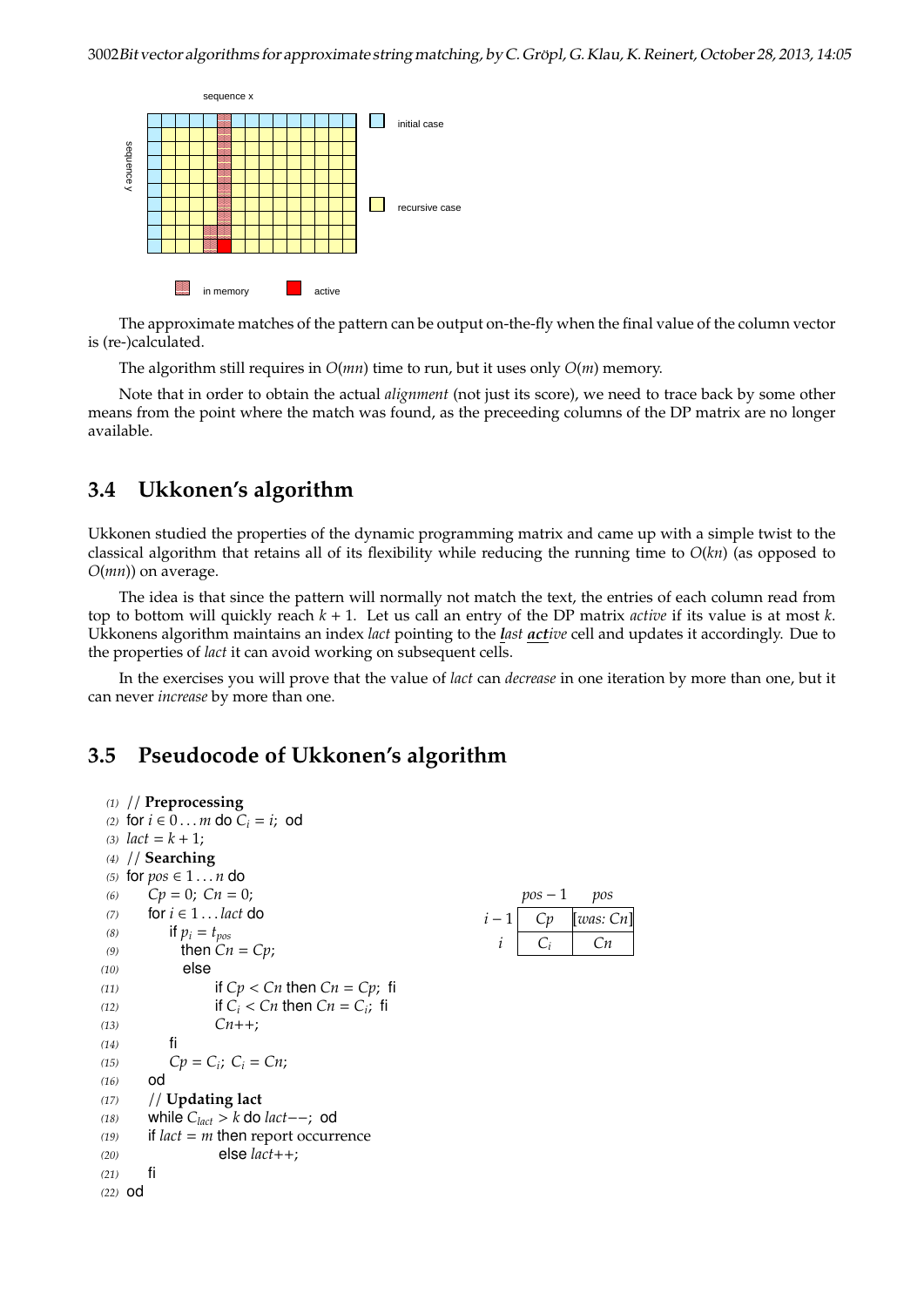The approximate matches of the pattern can be output on-the-fly when the final value of the column vector is (re-)calculated.

The algorithm still requires in $O(mn)$ time to run, but it uses only $O(m)$ memory.

Note that in order to obtain the actual *alignment* (not just its score), we need to trace back by some other means from the point where the match was found, as the preceeding columns of the DP matrix are no longer available.

## 3.4 Ukkonen's algorithm

Ukkonen studied the properties of the dynamic programming matrix and came up with a simple twist to the classical algorithm that retains all of its flexibility while reducing the running time to $O(kn)$ (as opposed to $O(mn)$) on average.

The idea is that since the pattern will normally not match the text, the entries of each column read from top to bottom will quickly reach $k+1$. Let us call an entry of the DP matrix *active* if its value is at most $k$. Ukkonens algorithm maintains an index *lact* pointing to the ***l**ast **act**ive* cell and updates it accordingly. Due to the properties of *lact* it can avoid working on subsequent cells.

In the exercises you will prove that the value of *lact* can *decrease* in one iteration by more than one, but it can never *increase* by more than one.

## 3.5 Pseudocode of Ukkonen's algorithm

```
(1)  // Preprocessing
(2)  for i ∈ 0...m do C_i = i; od
(3)  lact = k + 1;
(4)  // Searching
(5)  for pos ∈ 1...n do
(6)      Cp = 0; Cn = 0;
(7)      for i ∈ 1...lact do
(8)          if p_i = t_pos
(9)            then Cn = Cp;
(10)           else
(11)                 if Cp < Cn then Cn = Cp; fi
(12)                 if C_i < Cn then Cn = C_i; fi
(13)                 Cn++;
(14)         fi
(15)         Cp = C_i; C_i = Cn;
(16)     od
(17)     // Updating lact
(18)     while C_lact > k do lact−−; od
(19)     if lact = m then report occurrence
(20)                else lact++;
(21)     fi
(22) od
```

| | $pos-1$ | $pos$ |
|---|---|---|
| $i-1$ | $Cp$ | [*was*: $Cn$] |
| $i$ | $C_i$ | $Cn$ |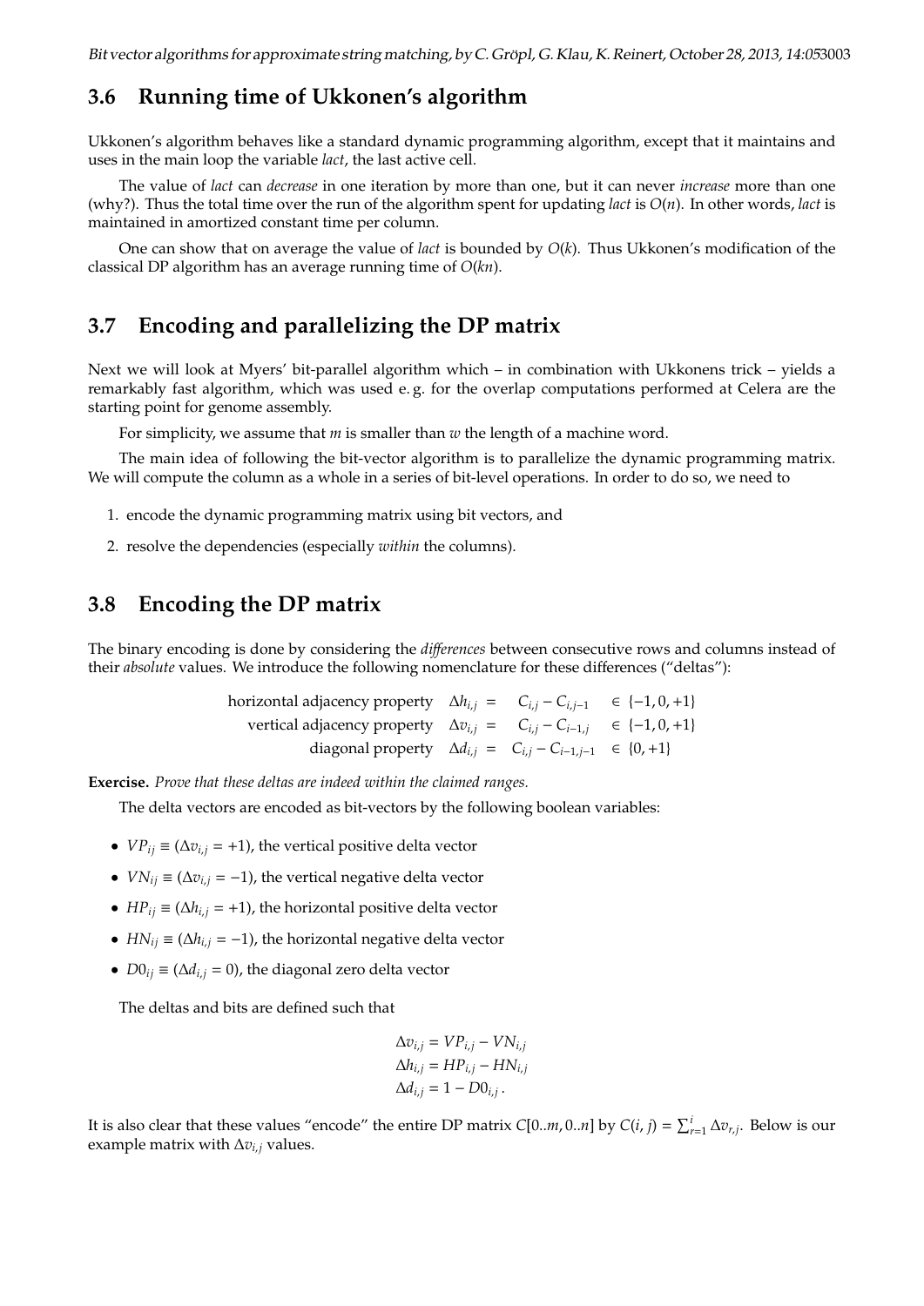## 3.6 Running time of Ukkonen's algorithm

Ukkonen's algorithm behaves like a standard dynamic programming algorithm, except that it maintains and uses in the main loop the variable *lact*, the last active cell.

The value of *lact* can *decrease* in one iteration by more than one, but it can never *increase* more than one (why?). Thus the total time over the run of the algorithm spent for updating *lact* is $O(n)$. In other words, *lact* is maintained in amortized constant time per column.

One can show that on average the value of *lact* is bounded by $O(k)$. Thus Ukkonen's modification of the classical DP algorithm has an average running time of $O(kn)$.

## 3.7 Encoding and parallelizing the DP matrix

Next we will look at Myers' bit-parallel algorithm which – in combination with Ukkonens trick – yields a remarkably fast algorithm, which was used e. g. for the overlap computations performed at Celera are the starting point for genome assembly.

For simplicity, we assume that $m$ is smaller than $w$ the length of a machine word.

The main idea of following the bit-vector algorithm is to parallelize the dynamic programming matrix. We will compute the column as a whole in a series of bit-level operations. In order to do so, we need to

1. encode the dynamic programming matrix using bit vectors, and
2. resolve the dependencies (especially *within* the columns).

## 3.8 Encoding the DP matrix

The binary encoding is done by considering the *differences* between consecutive rows and columns instead of their *absolute* values. We introduce the following nomenclature for these differences ("deltas"):

$$\begin{aligned}
\text{horizontal adjacency property} \quad \Delta h_{i,j} &= C_{i,j} - C_{i,j-1} \quad \in \{-1, 0, +1\} \\
\text{vertical adjacency property} \quad \Delta v_{i,j} &= C_{i,j} - C_{i-1,j} \quad \in \{-1, 0, +1\} \\
\text{diagonal property} \quad \Delta d_{i,j} &= C_{i,j} - C_{i-1,j-1} \quad \in \{0, +1\}
\end{aligned}$$

**Exercise.** *Prove that these deltas are indeed within the claimed ranges.*

The delta vectors are encoded as bit-vectors by the following boolean variables:

- $VP_{ij} \equiv (\Delta v_{i,j} = +1)$, the vertical positive delta vector
- $VN_{ij} \equiv (\Delta v_{i,j} = -1)$, the vertical negative delta vector
- $HP_{ij} \equiv (\Delta h_{i,j} = +1)$, the horizontal positive delta vector
- $HN_{ij} \equiv (\Delta h_{i,j} = -1)$, the horizontal negative delta vector
- $D0_{ij} \equiv (\Delta d_{i,j} = 0)$, the diagonal zero delta vector

The deltas and bits are defined such that

$$\begin{aligned}
\Delta v_{i,j} &= VP_{i,j} - VN_{i,j} \\
\Delta h_{i,j} &= HP_{i,j} - HN_{i,j} \\
\Delta d_{i,j} &= 1 - D0_{i,j}\,.
\end{aligned}$$

It is also clear that these values "encode" the entire DP matrix $C[0..m, 0..n]$ by $C(i, j) = \sum_{r=1}^{i} \Delta v_{r,j}$. Below is our example matrix with $\Delta v_{i,j}$ values.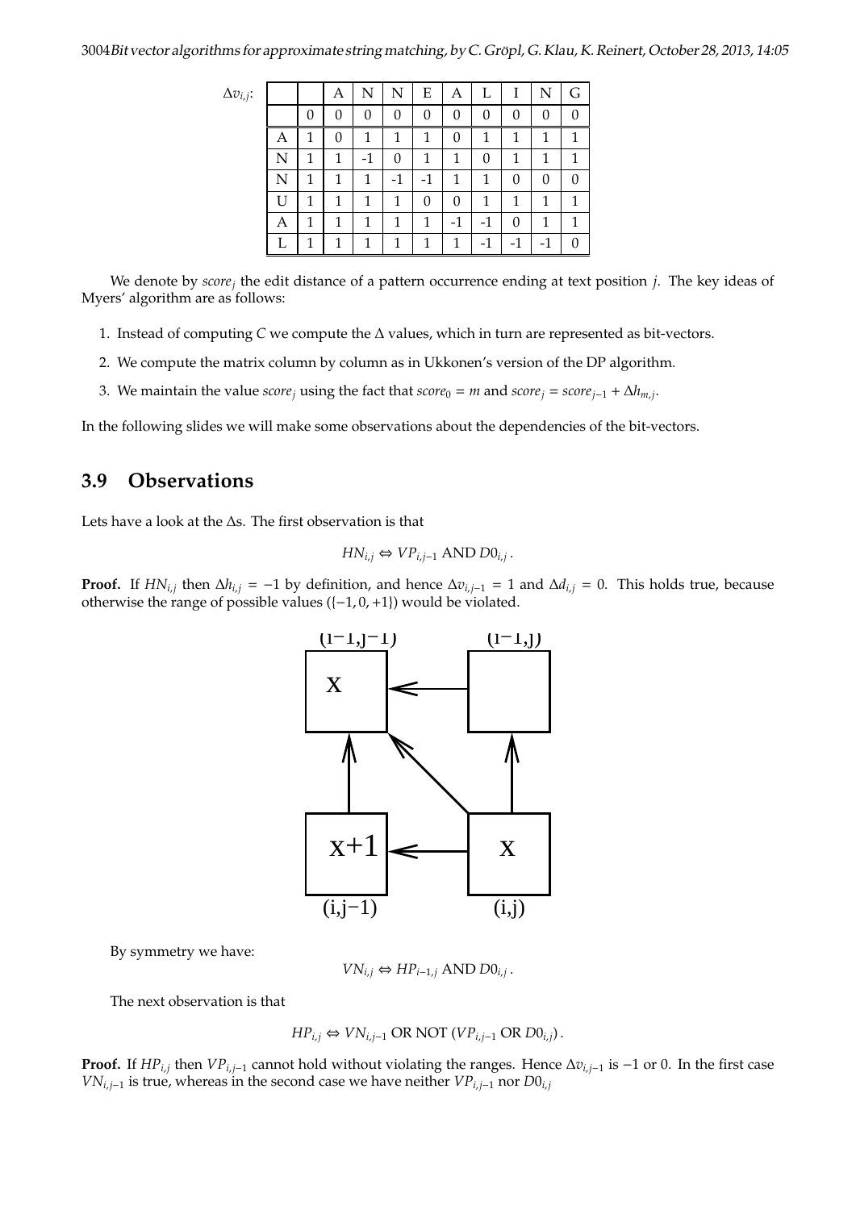$\Delta v_{i,j}$:

|   |   | A | N | N | E | A | L | I | N | G |
|---|---|---|---|---|---|---|---|---|---|---|
|   | 0 | 0 | 0 | 0 | 0 | 0 | 0 | 0 | 0 | 0 |
| A | 1 | 0 | 1 | 1 | 1 | 0 | 1 | 1 | 1 | 1 |
| N | 1 | 1 | -1 | 0 | 1 | 1 | 0 | 1 | 1 | 1 |
| N | 1 | 1 | 1 | -1 | -1 | 1 | 1 | 0 | 0 | 0 |
| U | 1 | 1 | 1 | 1 | 0 | 0 | 1 | 1 | 1 | 1 |
| A | 1 | 1 | 1 | 1 | 1 | -1 | -1 | 0 | 1 | 1 |
| L | 1 | 1 | 1 | 1 | 1 | 1 | -1 | -1 | -1 | 0 |

We denote by $score_j$ the edit distance of a pattern occurrence ending at text position $j$. The key ideas of Myers' algorithm are as follows:

1. Instead of computing $C$ we compute the $\Delta$ values, which in turn are represented as bit-vectors.
2. We compute the matrix column by column as in Ukkonen's version of the DP algorithm.
3. We maintain the value $score_j$ using the fact that $score_0 = m$ and $score_j = score_{j-1} + \Delta h_{m,j}$.

In the following slides we will make some observations about the dependencies of the bit-vectors.

## 3.9 Observations

Lets have a look at the $\Delta$s. The first observation is that

$$HN_{i,j} \Leftrightarrow VP_{i,j-1} \text{ AND } D0_{i,j}\,.$$

**Proof.** If $HN_{i,j}$ then $\Delta h_{i,j} = -1$ by definition, and hence $\Delta v_{i,j-1} = 1$ and $\Delta d_{i,j} = 0$. This holds true, because otherwise the range of possible values ($\{-1, 0, +1\}$) would be violated.

(i−1,j−1) x, (i−1,j), (i,j−1) x+1, (i,j) x

By symmetry we have:

$$VN_{i,j} \Leftrightarrow HP_{i-1,j} \text{ AND } D0_{i,j}\,.$$

The next observation is that

$$HP_{i,j} \Leftrightarrow VN_{i,j-1} \text{ OR NOT } (VP_{i,j-1} \text{ OR } D0_{i,j})\,.$$

**Proof.** If $HP_{i,j}$ then $VP_{i,j-1}$ cannot hold without violating the ranges. Hence $\Delta v_{i,j-1}$ is $-1$ or 0. In the first case $VN_{i,j-1}$ is true, whereas in the second case we have neither $VP_{i,j-1}$ nor $D0_{i,j}$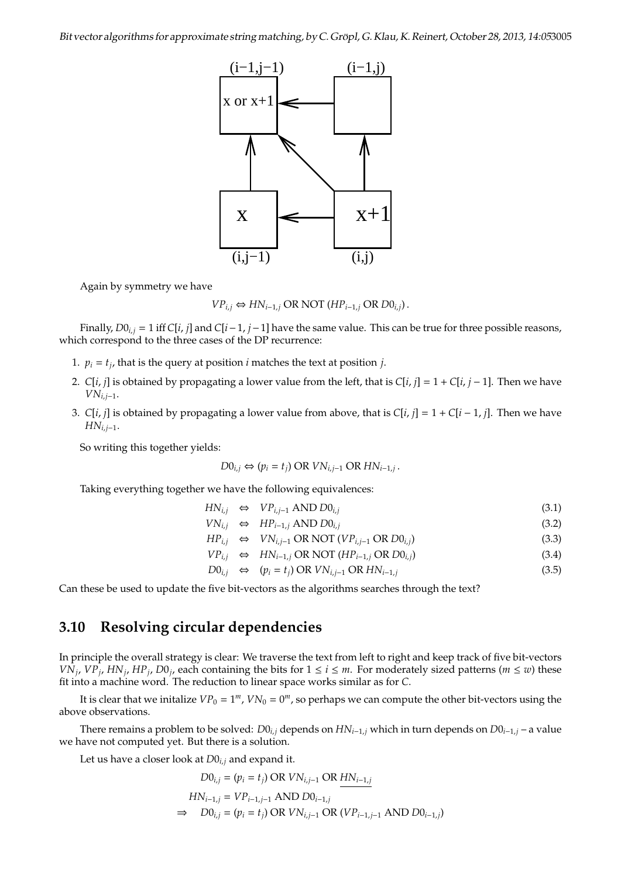Again by symmetry we have

$$VP_{i,j} \Leftrightarrow HN_{i-1,j} \text{ OR NOT } (HP_{i-1,j} \text{ OR } D0_{i,j}).$$

Finally, $D0_{i,j} = 1$ iff $C[i,j]$ and $C[i-1, j-1]$ have the same value. This can be true for three possible reasons, which correspond to the three cases of the DP recurrence:

1. $p_i = t_j$, that is the query at position $i$ matches the text at position $j$.
2. $C[i,j]$ is obtained by propagating a lower value from the left, that is $C[i,j] = 1 + C[i, j-1]$. Then we have $VN_{i,j-1}$.
3. $C[i,j]$ is obtained by propagating a lower value from above, that is $C[i,j] = 1 + C[i-1, j]$. Then we have $HN_{i,j-1}$.

So writing this together yields:

$$D0_{i,j} \Leftrightarrow (p_i = t_j) \text{ OR } VN_{i,j-1} \text{ OR } HN_{i-1,j}.$$

Taking everything together we have the following equivalences:

$$HN_{i,j} \Leftrightarrow VP_{i,j-1} \text{ AND } D0_{i,j} \quad (3.1)$$

$$VN_{i,j} \Leftrightarrow HP_{i-1,j} \text{ AND } D0_{i,j} \quad (3.2)$$

$$HP_{i,j} \Leftrightarrow VN_{i,j-1} \text{ OR NOT } (VP_{i,j-1} \text{ OR } D0_{i,j}) \quad (3.3)$$

$$VP_{i,j} \Leftrightarrow HN_{i-1,j} \text{ OR NOT } (HP_{i-1,j} \text{ OR } D0_{i,j}) \quad (3.4)$$

$$D0_{i,j} \Leftrightarrow (p_i = t_j) \text{ OR } VN_{i,j-1} \text{ OR } HN_{i-1,j} \quad (3.5)$$

Can these be used to update the five bit-vectors as the algorithms searches through the text?

## 3.10 Resolving circular dependencies

In principle the overall strategy is clear: We traverse the text from left to right and keep track of five bit-vectors $VN_j$, $VP_j$, $HN_j$, $HP_j$, $D0_j$, each containing the bits for $1 \leq i \leq m$. For moderately sized patterns ($m \leq w$) these fit into a machine word. The reduction to linear space works similar as for $C$.

It is clear that we initalize $VP_0 = 1^m$, $VN_0 = 0^m$, so perhaps we can compute the other bit-vectors using the above observations.

There remains a problem to be solved: $D0_{i,j}$ depends on $HN_{i-1,j}$ which in turn depends on $D0_{i-1,j}$ – a value we have not computed yet. But there is a solution.

Let us have a closer look at $D0_{i,j}$ and expand it.

$$D0_{i,j} = (p_i = t_j) \text{ OR } VN_{i,j-1} \text{ OR } \underline{HN_{i-1,j}}$$

$$HN_{i-1,j} = VP_{i-1,j-1} \text{ AND } D0_{i-1,j}$$

$$\Rightarrow \quad D0_{i,j} = (p_i = t_j) \text{ OR } VN_{i,j-1} \text{ OR } (VP_{i-1,j-1} \text{ AND } D0_{i-1,j})$$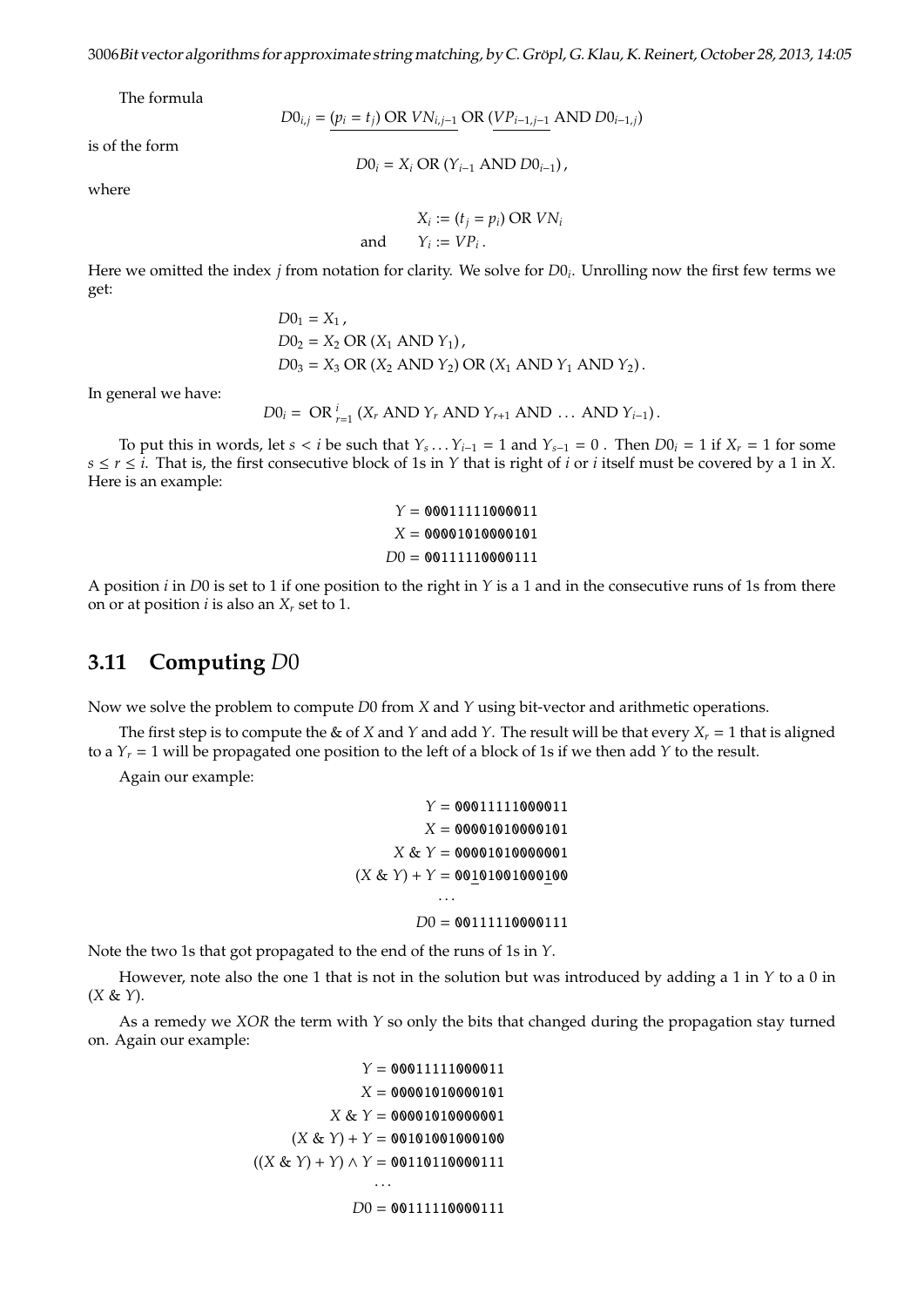The formula

$$D0_{i,j} = \underline{(p_i = t_j) \text{ OR } VN_{i,j-1}} \text{ OR } (\underline{VP_{i-1,j-1}} \text{ AND } D0_{i-1,j})$$

is of the form

$$D0_i = X_i \text{ OR } (Y_{i-1} \text{ AND } D0_{i-1}),$$

where

$$X_i := (t_j = p_i) \text{ OR } VN_i$$

$$\text{and} \qquad Y_i := VP_i .$$

Here we omitted the index $j$ from notation for clarity. We solve for $D0_i$. Unrolling now the first few terms we get:

$$D0_1 = X_1 ,$$
$$D0_2 = X_2 \text{ OR } (X_1 \text{ AND } Y_1),$$
$$D0_3 = X_3 \text{ OR } (X_2 \text{ AND } Y_2) \text{ OR } (X_1 \text{ AND } Y_1 \text{ AND } Y_2).$$

In general we have:

$$D0_i = \text{ OR }_{r=1}^{i} (X_r \text{ AND } Y_r \text{ AND } Y_{r+1} \text{ AND } \ldots \text{ AND } Y_{i-1}).$$

To put this in words, let $s < i$ be such that $Y_s \ldots Y_{i-1} = 1$ and $Y_{s-1} = 0$ . Then $D0_i = 1$ if $X_r = 1$ for some $s \leq r \leq i$. That is, the first consecutive block of 1s in $Y$ that is right of $i$ or $i$ itself must be covered by a 1 in $X$. Here is an example:

```
 Y = 00011111000011
 X = 00001010000101
D0 = 00111110000111
```

A position $i$ in $D0$ is set to 1 if one position to the right in $Y$ is a 1 and in the consecutive runs of 1s from there on or at position $i$ is also an $X_r$ set to 1.

## 3.11 Computing $D0$

Now we solve the problem to compute $D0$ from $X$ and $Y$ using bit-vector and arithmetic operations.

The first step is to compute the & of $X$ and $Y$ and add $Y$. The result will be that every $X_r = 1$ that is aligned to a $Y_r = 1$ will be propagated one position to the left of a block of 1s if we then add $Y$ to the result.

Again our example:

```
          Y = 00011111000011
          X = 00001010000101
      X & Y = 00001010000001
(X & Y) + Y = 00101001000100
          ...
         D0 = 00111110000111
```

Note the two 1s that got propagated to the end of the runs of 1s in $Y$.

However, note also the one 1 that is not in the solution but was introduced by adding a 1 in $Y$ to a 0 in ($X$ & $Y$).

As a remedy we *XOR* the term with $Y$ so only the bits that changed during the propagation stay turned on. Again our example:

```
              Y = 00011111000011
              X = 00001010000101
          X & Y = 00001010000001
    (X & Y) + Y = 00101001000100
((X & Y) + Y) ∧ Y = 00110110000111
              ...
             D0 = 00111110000111
```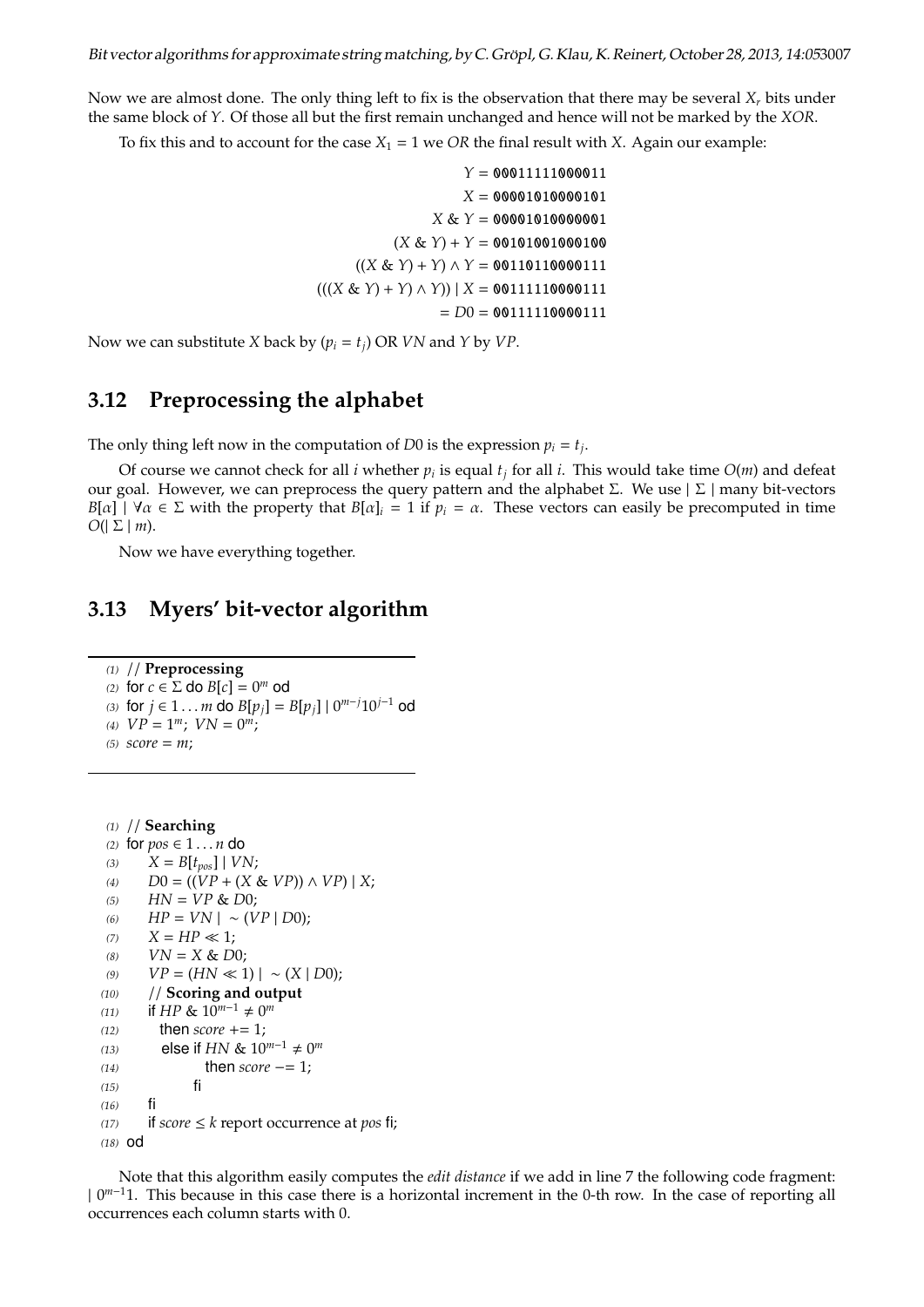Now we are almost done. The only thing left to fix is the observation that there may be several $X_r$ bits under the same block of $Y$. Of those all but the first remain unchanged and hence will not be marked by the *XOR*.

To fix this and to account for the case $X_1 = 1$ we *OR* the final result with $X$. Again our example:

$$
\begin{aligned}
Y &= \texttt{00011111000011} \\
X &= \texttt{00001010000101} \\
X \,\&\, Y &= \texttt{00001010000001} \\
(X \,\&\, Y) + Y &= \texttt{00101001000100} \\
((X \,\&\, Y) + Y) \wedge Y &= \texttt{00110110000111} \\
(((X \,\&\, Y) + Y) \wedge Y)) \mid X &= \texttt{00111110000111} \\
&= D0 = \texttt{00111110000111}
\end{aligned}
$$

Now we can substitute $X$ back by $(p_i = t_j)$ OR $VN$ and $Y$ by $VP$.

## 3.12 Preprocessing the alphabet

The only thing left now in the computation of $D0$ is the expression $p_i = t_j$.

Of course we cannot check for all $i$ whether $p_i$ is equal $t_j$ for all $i$. This would take time $O(m)$ and defeat our goal. However, we can preprocess the query pattern and the alphabet $\Sigma$. We use $\mid \Sigma \mid$ many bit-vectors $B[\alpha] \mid \forall \alpha \in \Sigma$ with the property that $B[\alpha]_i = 1$ if $p_i = \alpha$. These vectors can easily be precomputed in time $O(\mid \Sigma \mid m)$.

Now we have everything together.

## 3.13 Myers' bit-vector algorithm

```
(1)  // Preprocessing
(2)  for c ∈ Σ do B[c] = 0^m od
(3)  for j ∈ 1...m do B[p_j] = B[p_j] | 0^(m-j)10^(j-1) od
(4)  VP = 1^m; VN = 0^m;
(5)  score = m;
```

```
(1)  // Searching
(2)  for pos ∈ 1...n do
(3)      X = B[t_pos] | VN;
(4)      D0 = ((VP + (X & VP)) ∧ VP) | X;
(5)      HN = VP & D0;
(6)      HP = VN | ~(VP | D0);
(7)      X = HP ≪ 1;
(8)      VN = X & D0;
(9)      VP = (HN ≪ 1) | ~(X | D0);
(10)     // Scoring and output
(11)     if HP & 10^(m-1) ≠ 0^m
(12)       then score += 1;
(13)       else if HN & 10^(m-1) ≠ 0^m
(14)              then score −= 1;
(15)            fi
(16)     fi
(17)     if score ≤ k report occurrence at pos fi;
(18) od
```

Note that this algorithm easily computes the *edit distance* if we add in line 7 the following code fragment: $\mid 0^{m-1}1$. This because in this case there is a horizontal increment in the 0-th row. In the case of reporting all occurrences each column starts with 0.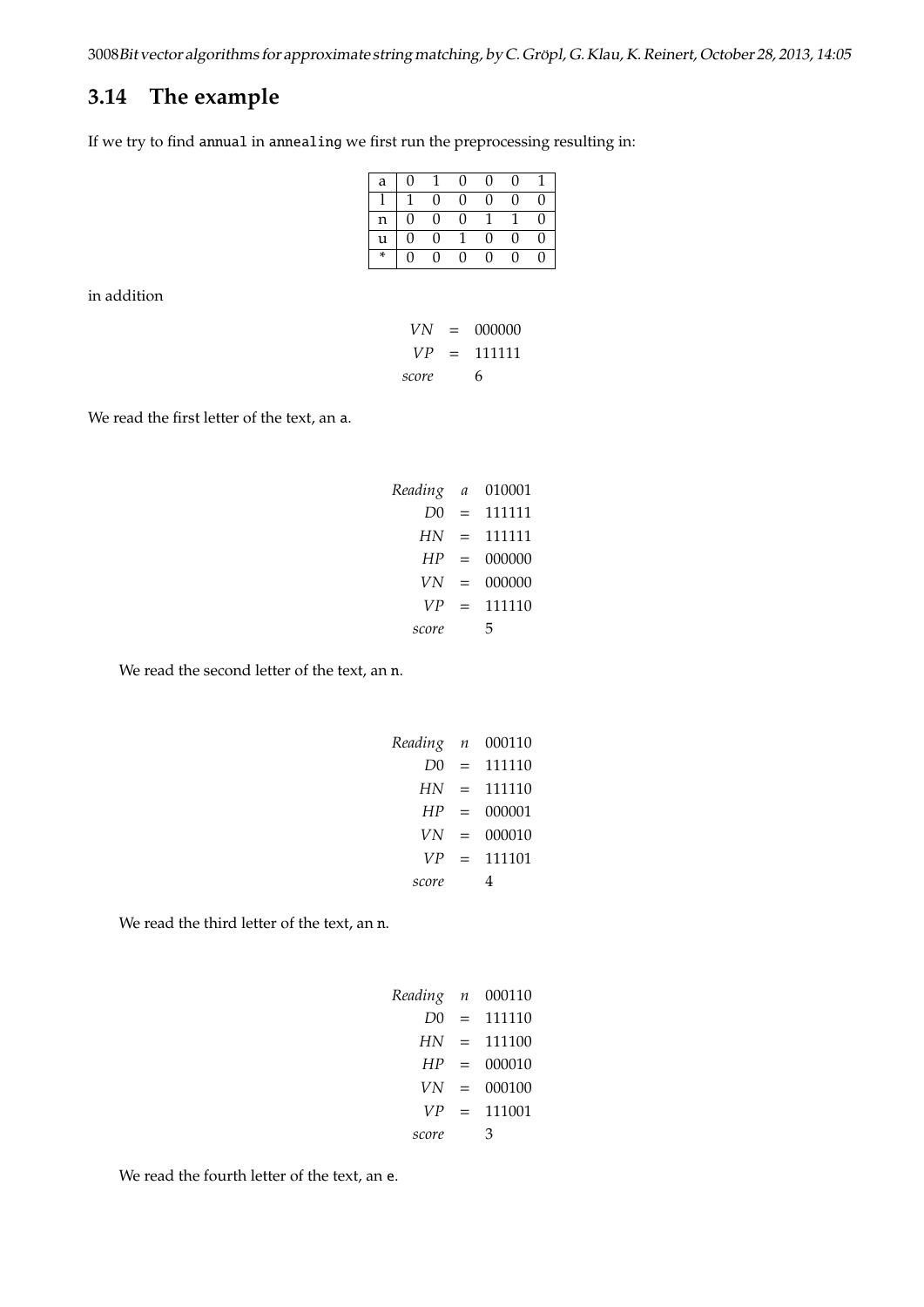## 3.14 The example

If we try to find annual in annealing we first run the preprocessing resulting in:

| a | 0 | 1 | 0 | 0 | 0 | 1 |
|---|---|---|---|---|---|---|
| l | 1 | 0 | 0 | 0 | 0 | 0 |
| n | 0 | 0 | 0 | 1 | 1 | 0 |
| u | 0 | 0 | 1 | 0 | 0 | 0 |
| * | 0 | 0 | 0 | 0 | 0 | 0 |

in addition

$$
\begin{array}{rcl}
VN & = & 000000 \\
VP & = & 111111 \\
score & & 6
\end{array}
$$

We read the first letter of the text, an a.

$$
\begin{array}{rcl}
Reading & a & 010001 \\
D0 & = & 111111 \\
HN & = & 111111 \\
HP & = & 000000 \\
VN & = & 000000 \\
VP & = & 111110 \\
score & & 5
\end{array}
$$

We read the second letter of the text, an n.

$$
\begin{array}{rcl}
Reading & n & 000110 \\
D0 & = & 111110 \\
HN & = & 111110 \\
HP & = & 000001 \\
VN & = & 000010 \\
VP & = & 111101 \\
score & & 4
\end{array}
$$

We read the third letter of the text, an n.

$$
\begin{array}{rcl}
Reading & n & 000110 \\
D0 & = & 111110 \\
HN & = & 111100 \\
HP & = & 000010 \\
VN & = & 000100 \\
VP & = & 111001 \\
score & & 3
\end{array}
$$

We read the fourth letter of the text, an e.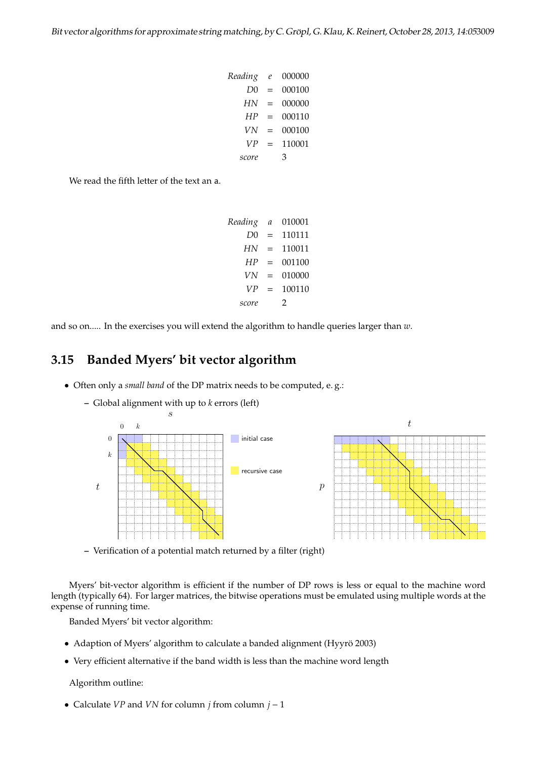| | | |
|---|---|---|
| *Reading* | *e* | 000000 |
| *D*0 | = | 000100 |
| *HN* | = | 000000 |
| *HP* | = | 000110 |
| *VN* | = | 000100 |
| *VP* | = | 110001 |
| *score* | | 3 |

We read the fifth letter of the text an a.

| | | |
|---|---|---|
| *Reading* | *a* | 010001 |
| *D*0 | = | 110111 |
| *HN* | = | 110011 |
| *HP* | = | 001100 |
| *VN* | = | 010000 |
| *VP* | = | 100110 |
| *score* | | 2 |

and so on..... In the exercises you will extend the algorithm to handle queries larger than $w$.

## 3.15 Banded Myers' bit vector algorithm

- Often only a *small band* of the DP matrix needs to be computed, e. g.:
  - Global alignment with up to $k$ errors (left)
  - Verification of a potential match returned by a filter (right)

Myers' bit-vector algorithm is efficient if the number of DP rows is less or equal to the machine word length (typically 64). For larger matrices, the bitwise operations must be emulated using multiple words at the expense of running time.

Banded Myers' bit vector algorithm:

- Adaption of Myers' algorithm to calculate a banded alignment (Hyyrö 2003)
- Very efficient alternative if the band width is less than the machine word length

Algorithm outline:

- Calculate $VP$ and $VN$ for column $j$ from column $j-1$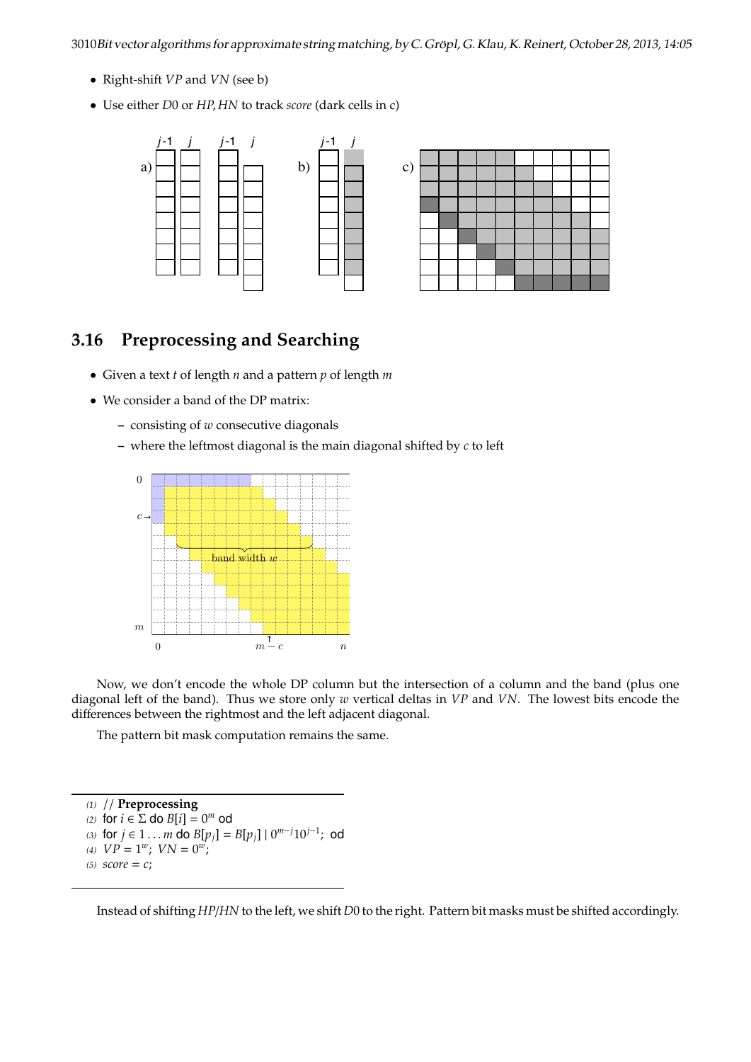- Right-shift $VP$ and $VN$ (see b)
- Use either $D0$ or $HP, HN$ to track *score* (dark cells in c)

## 3.16 Preprocessing and Searching

- Given a text $t$ of length $n$ and a pattern $p$ of length $m$
- We consider a band of the DP matrix:
  - consisting of $w$ consecutive diagonals
  - where the leftmost diagonal is the main diagonal shifted by $c$ to left

Now, we don't encode the whole DP column but the intersection of a column and the band (plus one diagonal left of the band). Thus we store only $w$ vertical deltas in $VP$ and $VN$. The lowest bits encode the differences between the rightmost and the left adjacent diagonal.

The pattern bit mask computation remains the same.

```
(1) // Preprocessing
(2) for i ∈ Σ do B[i] = 0^m od
(3) for j ∈ 1...m do B[p_j] = B[p_j] | 0^{m-j}10^{j-1}; od
(4) VP = 1^w; VN = 0^w;
(5) score = c;
```

Instead of shifting $HP/HN$ to the left, we shift $D0$ to the right. Pattern bit masks must be shifted accordingly.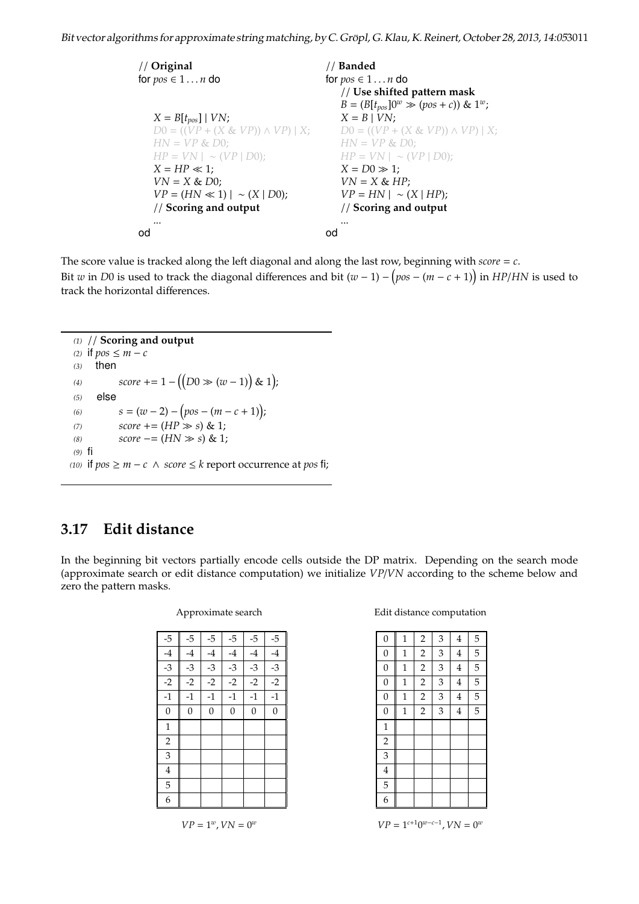```
// Original                                   // Banded
for pos ∈ 1...n do                            for pos ∈ 1...n do
                                                  // Use shifted pattern mask
                                                  B = (B[t_pos]0^w ≫ (pos + c)) & 1^w;
    X = B[t_pos] | VN;                            X = B | VN;
    D0 = ((VP + (X & VP)) ∧ VP) | X;              D0 = ((VP + (X & VP)) ∧ VP) | X;
    HN = VP & D0;                                 HN = VP & D0;
    HP = VN | ~(VP | D0);                         HP = VN | ~(VP | D0);
    X = HP ≪ 1;                                   X = D0 ≫ 1;
    VN = X & D0;                                  VN = X & HP;
    VP = (HN ≪ 1) | ~(X | D0);                    VP = HN | ~(X | HP);
    // Scoring and output                         // Scoring and output
    ...                                           ...
od                                            od
```

The score value is tracked along the left diagonal and along the last row, beginning with $score = c$.
Bit $w$ in $D0$ is used to track the diagonal differences and bit $(w-1) - \big(pos - (m-c+1)\big)$ in $HP/HN$ is used to track the horizontal differences.

```
(1)  // Scoring and output
(2)  if pos ≤ m − c
(3)    then
(4)        score += 1 − ((D0 ≫ (w − 1)) & 1);
(5)    else
(6)        s = (w − 2) − (pos − (m − c + 1));
(7)        score += (HP ≫ s) & 1;
(8)        score −= (HN ≫ s) & 1;
(9)  fi
(10) if pos ≥ m − c ∧ score ≤ k report occurrence at pos fi;
```

## 3.17 Edit distance

In the beginning bit vectors partially encode cells outside the DP matrix. Depending on the search mode (approximate search or edit distance computation) we initialize $VP/VN$ according to the scheme below and zero the pattern masks.

Approximate search

| | | | | | |
|---|---|---|---|---|---|
| -5 | -5 | -5 | -5 | -5 | -5 |
| -4 | -4 | -4 | -4 | -4 | -4 |
| -3 | -3 | -3 | -3 | -3 | -3 |
| -2 | -2 | -2 | -2 | -2 | -2 |
| -1 | -1 | -1 | -1 | -1 | -1 |
| 0 | 0 | 0 | 0 | 0 | 0 |
| 1 | | | | | |
| 2 | | | | | |
| 3 | | | | | |
| 4 | | | | | |
| 5 | | | | | |
| 6 | | | | | |

$VP = 1^w, VN = 0^w$

Edit distance computation

| | | | | | |
|---|---|---|---|---|---|
| 0 | 1 | 2 | 3 | 4 | 5 |
| 0 | 1 | 2 | 3 | 4 | 5 |
| 0 | 1 | 2 | 3 | 4 | 5 |
| 0 | 1 | 2 | 3 | 4 | 5 |
| 0 | 1 | 2 | 3 | 4 | 5 |
| 0 | 1 | 2 | 3 | 4 | 5 |
| 1 | | | | | |
| 2 | | | | | |
| 3 | | | | | |
| 4 | | | | | |
| 5 | | | | | |
| 6 | | | | | |

$VP = 1^{c+1}0^{w-c-1}, VN = 0^w$